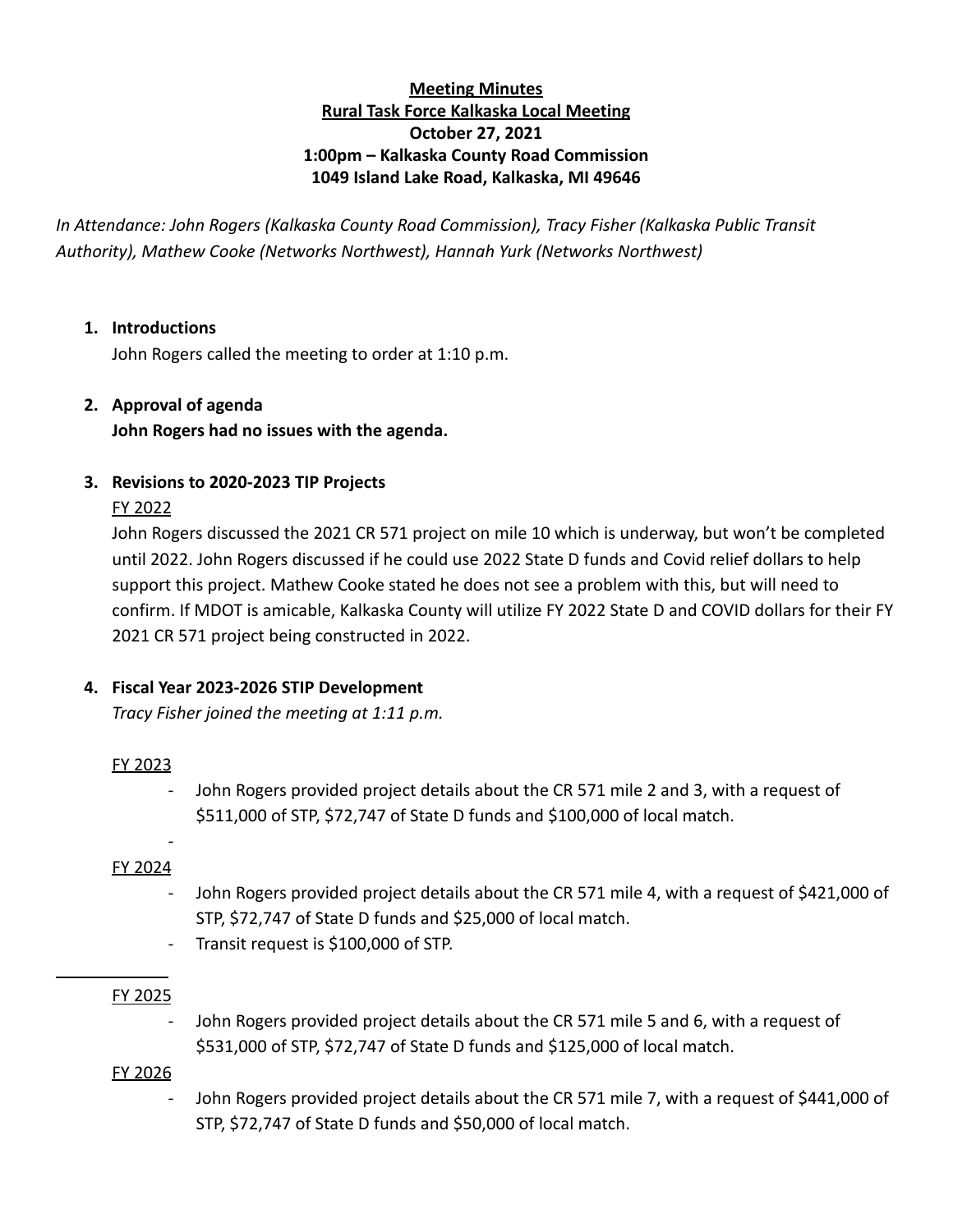**Meeting Minutes**
**Rural Task Force Kalkaska Local Meeting**
**October 27, 2021**
**1:00pm – Kalkaska County Road Commission**
**1049 Island Lake Road, Kalkaska, MI 49646**

*In Attendance: John Rogers (Kalkaska County Road Commission), Tracy Fisher (Kalkaska Public Transit Authority), Mathew Cooke (Networks Northwest), Hannah Yurk (Networks Northwest)*

1. **Introductions**
   John Rogers called the meeting to order at 1:10 p.m.

2. **Approval of agenda**
   **John Rogers had no issues with the agenda.**

3. **Revisions to 2020-2023 TIP Projects**
   FY 2022
   John Rogers discussed the 2021 CR 571 project on mile 10 which is underway, but won't be completed until 2022. John Rogers discussed if he could use 2022 State D funds and Covid relief dollars to help support this project. Mathew Cooke stated he does not see a problem with this, but will need to confirm. If MDOT is amicable, Kalkaska County will utilize FY 2022 State D and COVID dollars for their FY 2021 CR 571 project being constructed in 2022.

4. **Fiscal Year 2023-2026 STIP Development**
   *Tracy Fisher joined the meeting at 1:11 p.m.*

   FY 2023
   - John Rogers provided project details about the CR 571 mile 2 and 3, with a request of $511,000 of STP, $72,747 of State D funds and $100,000 of local match.
   -

   FY 2024
   - John Rogers provided project details about the CR 571 mile 4, with a request of $421,000 of STP, $72,747 of State D funds and $25,000 of local match.
   - Transit request is $100,000 of STP.

   FY 2025
   - John Rogers provided project details about the CR 571 mile 5 and 6, with a request of $531,000 of STP, $72,747 of State D funds and $125,000 of local match.

   FY 2026
   - John Rogers provided project details about the CR 571 mile 7, with a request of $441,000 of STP, $72,747 of State D funds and $50,000 of local match.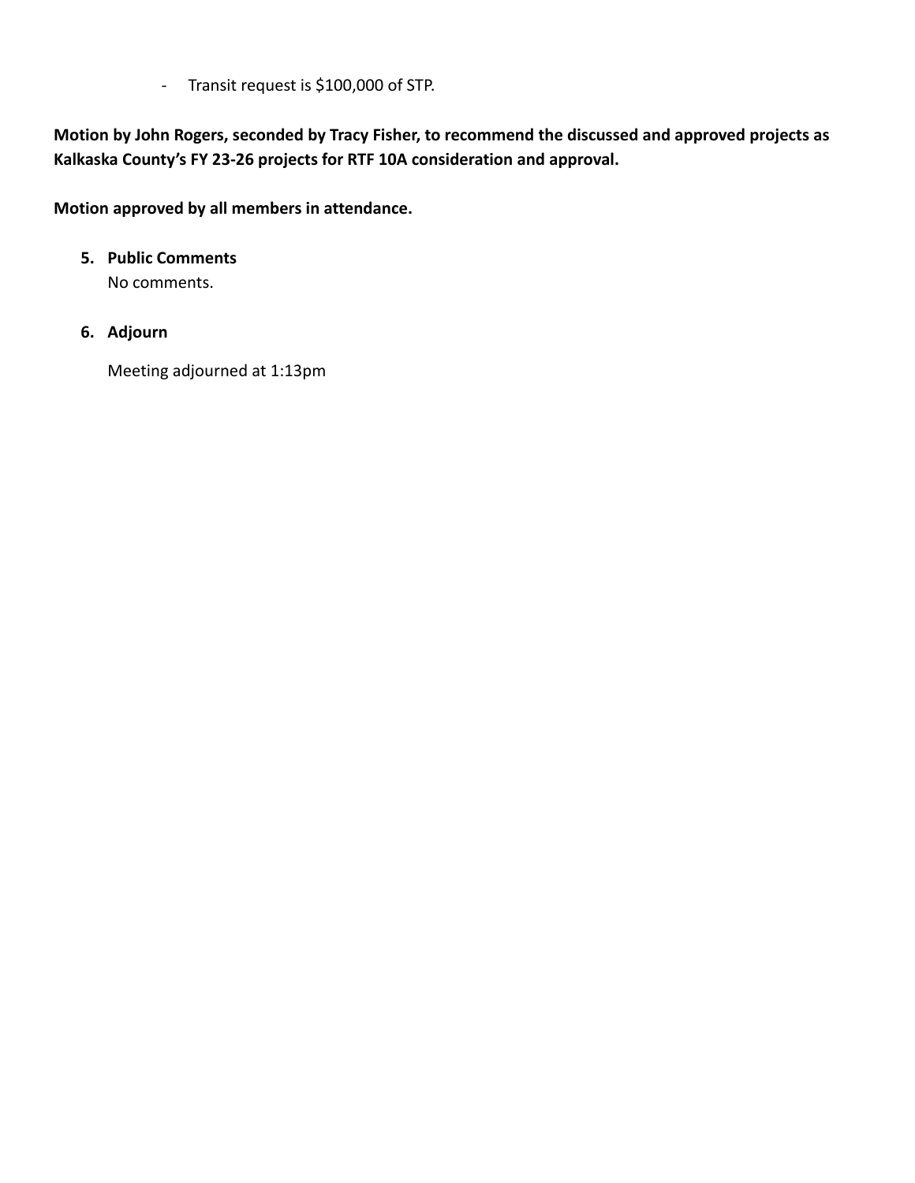- Transit request is $100,000 of STP.

**Motion by John Rogers, seconded by Tracy Fisher, to recommend the discussed and approved projects as Kalkaska County's FY 23-26 projects for RTF 10A consideration and approval.**

**Motion approved by all members in attendance.**

5. **Public Comments**

   No comments.

6. **Adjourn**

   Meeting adjourned at 1:13pm